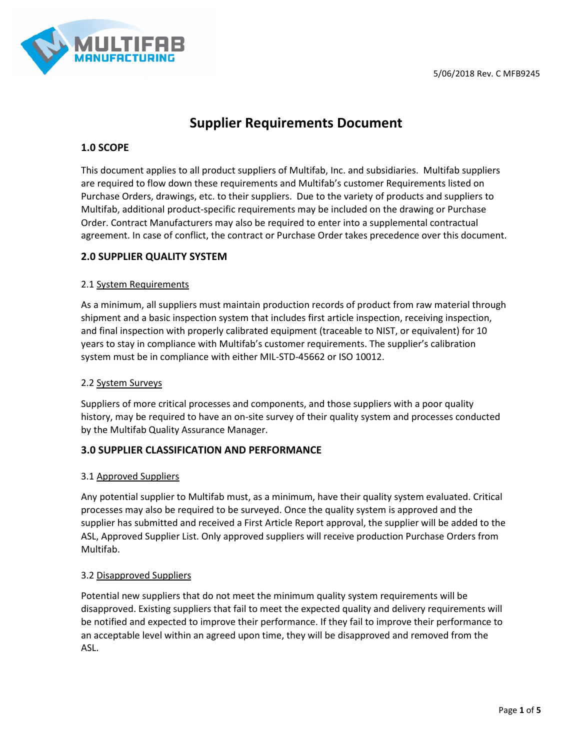5/06/2018 Rev. C MFB9245

# Supplier Requirements Document

## 1.0 SCOPE

This document applies to all product suppliers of Multifab, Inc. and subsidiaries. Multifab suppliers are required to flow down these requirements and Multifab's customer Requirements listed on Purchase Orders, drawings, etc. to their suppliers. Due to the variety of products and suppliers to Multifab, additional product-specific requirements may be included on the drawing or Purchase Order. Contract Manufacturers may also be required to enter into a supplemental contractual agreement. In case of conflict, the contract or Purchase Order takes precedence over this document.

## 2.0 SUPPLIER QUALITY SYSTEM

### 2.1 System Requirements

As a minimum, all suppliers must maintain production records of product from raw material through shipment and a basic inspection system that includes first article inspection, receiving inspection, and final inspection with properly calibrated equipment (traceable to NIST, or equivalent) for 10 years to stay in compliance with Multifab's customer requirements. The supplier's calibration system must be in compliance with either MIL-STD-45662 or ISO 10012.

### 2.2 System Surveys

Suppliers of more critical processes and components, and those suppliers with a poor quality history, may be required to have an on-site survey of their quality system and processes conducted by the Multifab Quality Assurance Manager.

## 3.0 SUPPLIER CLASSIFICATION AND PERFORMANCE

### 3.1 Approved Suppliers

Any potential supplier to Multifab must, as a minimum, have their quality system evaluated. Critical processes may also be required to be surveyed. Once the quality system is approved and the supplier has submitted and received a First Article Report approval, the supplier will be added to the ASL, Approved Supplier List. Only approved suppliers will receive production Purchase Orders from Multifab.

### 3.2 Disapproved Suppliers

Potential new suppliers that do not meet the minimum quality system requirements will be disapproved. Existing suppliers that fail to meet the expected quality and delivery requirements will be notified and expected to improve their performance. If they fail to improve their performance to an acceptable level within an agreed upon time, they will be disapproved and removed from the ASL.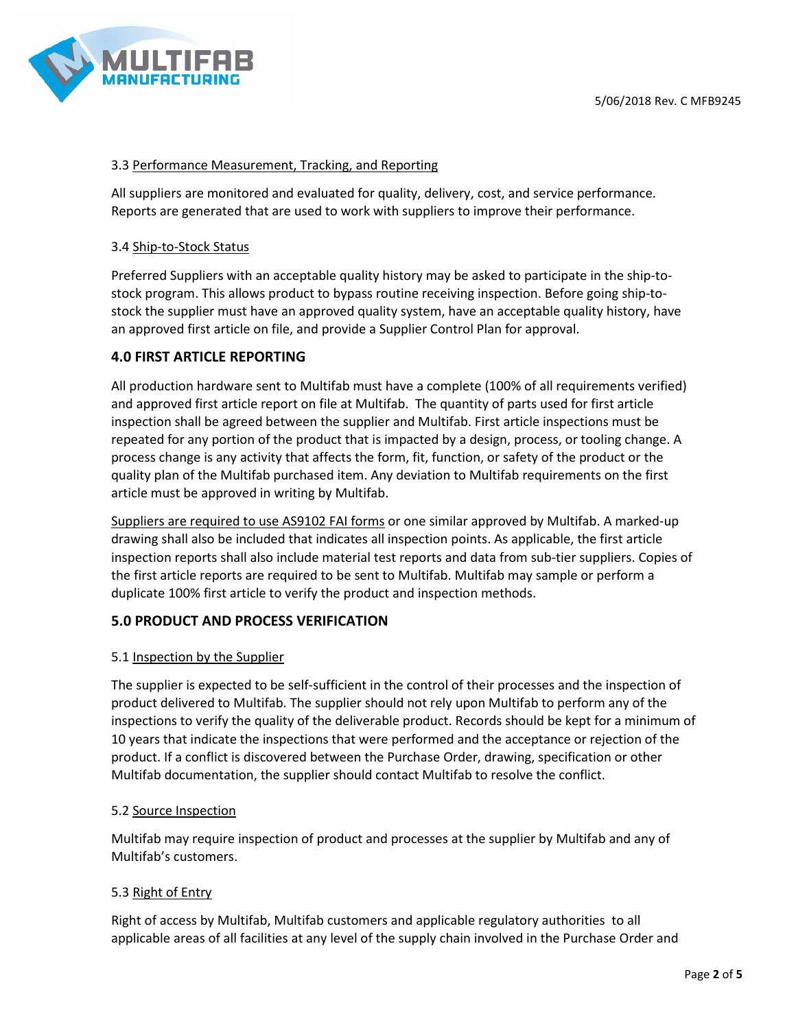### 3.3 Performance Measurement, Tracking, and Reporting

All suppliers are monitored and evaluated for quality, delivery, cost, and service performance. Reports are generated that are used to work with suppliers to improve their performance.

### 3.4 Ship-to-Stock Status

Preferred Suppliers with an acceptable quality history may be asked to participate in the ship-to-stock program. This allows product to bypass routine receiving inspection. Before going ship-to-stock the supplier must have an approved quality system, have an acceptable quality history, have an approved first article on file, and provide a Supplier Control Plan for approval.

## 4.0 FIRST ARTICLE REPORTING

All production hardware sent to Multifab must have a complete (100% of all requirements verified) and approved first article report on file at Multifab. The quantity of parts used for first article inspection shall be agreed between the supplier and Multifab. First article inspections must be repeated for any portion of the product that is impacted by a design, process, or tooling change. A process change is any activity that affects the form, fit, function, or safety of the product or the quality plan of the Multifab purchased item. Any deviation to Multifab requirements on the first article must be approved in writing by Multifab.

Suppliers are required to use AS9102 FAI forms or one similar approved by Multifab. A marked-up drawing shall also be included that indicates all inspection points. As applicable, the first article inspection reports shall also include material test reports and data from sub-tier suppliers. Copies of the first article reports are required to be sent to Multifab. Multifab may sample or perform a duplicate 100% first article to verify the product and inspection methods.

## 5.0 PRODUCT AND PROCESS VERIFICATION

### 5.1 Inspection by the Supplier

The supplier is expected to be self-sufficient in the control of their processes and the inspection of product delivered to Multifab. The supplier should not rely upon Multifab to perform any of the inspections to verify the quality of the deliverable product. Records should be kept for a minimum of 10 years that indicate the inspections that were performed and the acceptance or rejection of the product. If a conflict is discovered between the Purchase Order, drawing, specification or other Multifab documentation, the supplier should contact Multifab to resolve the conflict.

### 5.2 Source Inspection

Multifab may require inspection of product and processes at the supplier by Multifab and any of Multifab's customers.

### 5.3 Right of Entry

Right of access by Multifab, Multifab customers and applicable regulatory authorities to all applicable areas of all facilities at any level of the supply chain involved in the Purchase Order and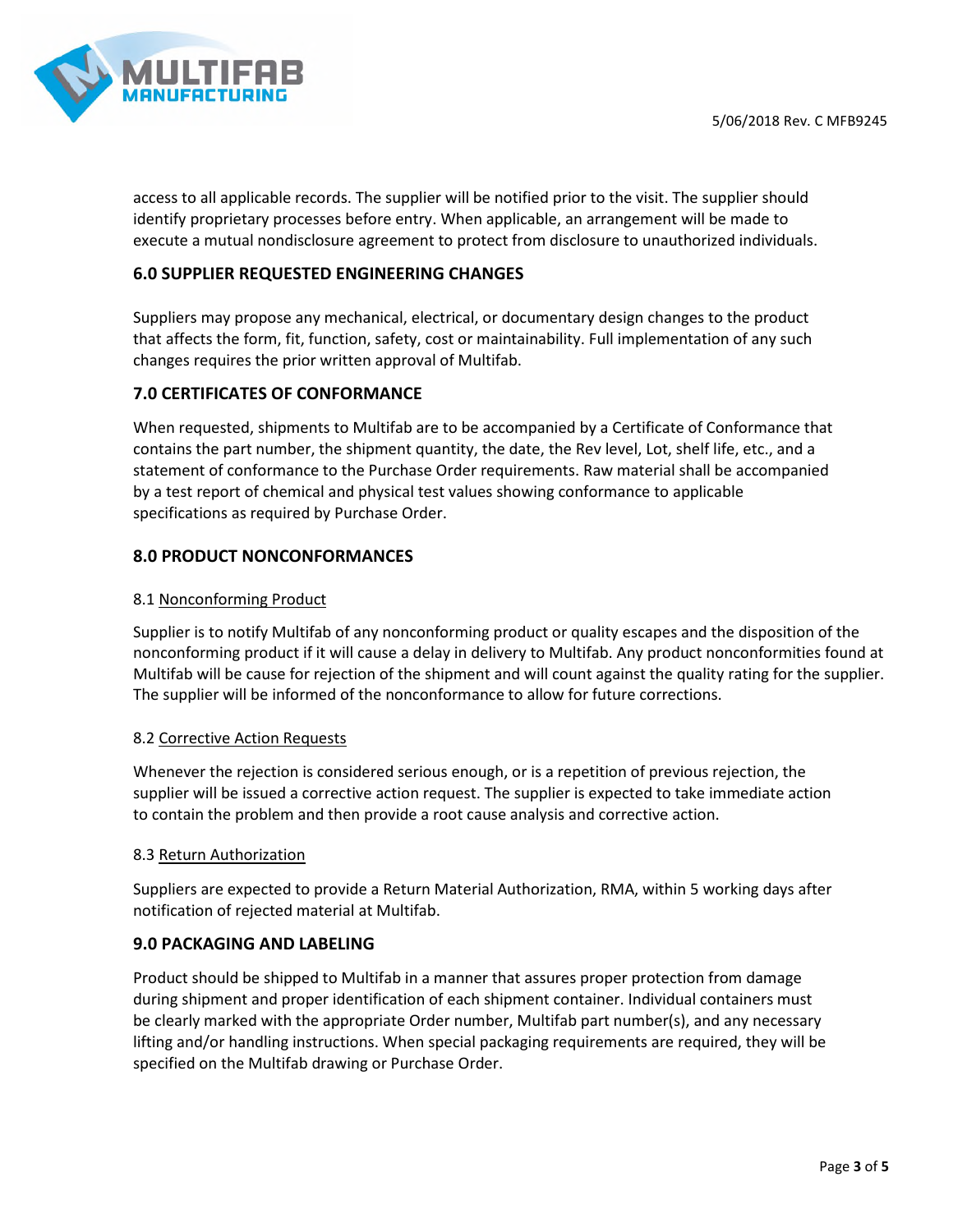access to all applicable records. The supplier will be notified prior to the visit. The supplier should identify proprietary processes before entry. When applicable, an arrangement will be made to execute a mutual nondisclosure agreement to protect from disclosure to unauthorized individuals.

## 6.0 SUPPLIER REQUESTED ENGINEERING CHANGES

Suppliers may propose any mechanical, electrical, or documentary design changes to the product that affects the form, fit, function, safety, cost or maintainability. Full implementation of any such changes requires the prior written approval of Multifab.

## 7.0 CERTIFICATES OF CONFORMANCE

When requested, shipments to Multifab are to be accompanied by a Certificate of Conformance that contains the part number, the shipment quantity, the date, the Rev level, Lot, shelf life, etc., and a statement of conformance to the Purchase Order requirements. Raw material shall be accompanied by a test report of chemical and physical test values showing conformance to applicable specifications as required by Purchase Order.

## 8.0 PRODUCT NONCONFORMANCES

### 8.1 Nonconforming Product

Supplier is to notify Multifab of any nonconforming product or quality escapes and the disposition of the nonconforming product if it will cause a delay in delivery to Multifab. Any product nonconformities found at Multifab will be cause for rejection of the shipment and will count against the quality rating for the supplier. The supplier will be informed of the nonconformance to allow for future corrections.

### 8.2 Corrective Action Requests

Whenever the rejection is considered serious enough, or is a repetition of previous rejection, the supplier will be issued a corrective action request. The supplier is expected to take immediate action to contain the problem and then provide a root cause analysis and corrective action.

### 8.3 Return Authorization

Suppliers are expected to provide a Return Material Authorization, RMA, within 5 working days after notification of rejected material at Multifab.

## 9.0 PACKAGING AND LABELING

Product should be shipped to Multifab in a manner that assures proper protection from damage during shipment and proper identification of each shipment container. Individual containers must be clearly marked with the appropriate Order number, Multifab part number(s), and any necessary lifting and/or handling instructions. When special packaging requirements are required, they will be specified on the Multifab drawing or Purchase Order.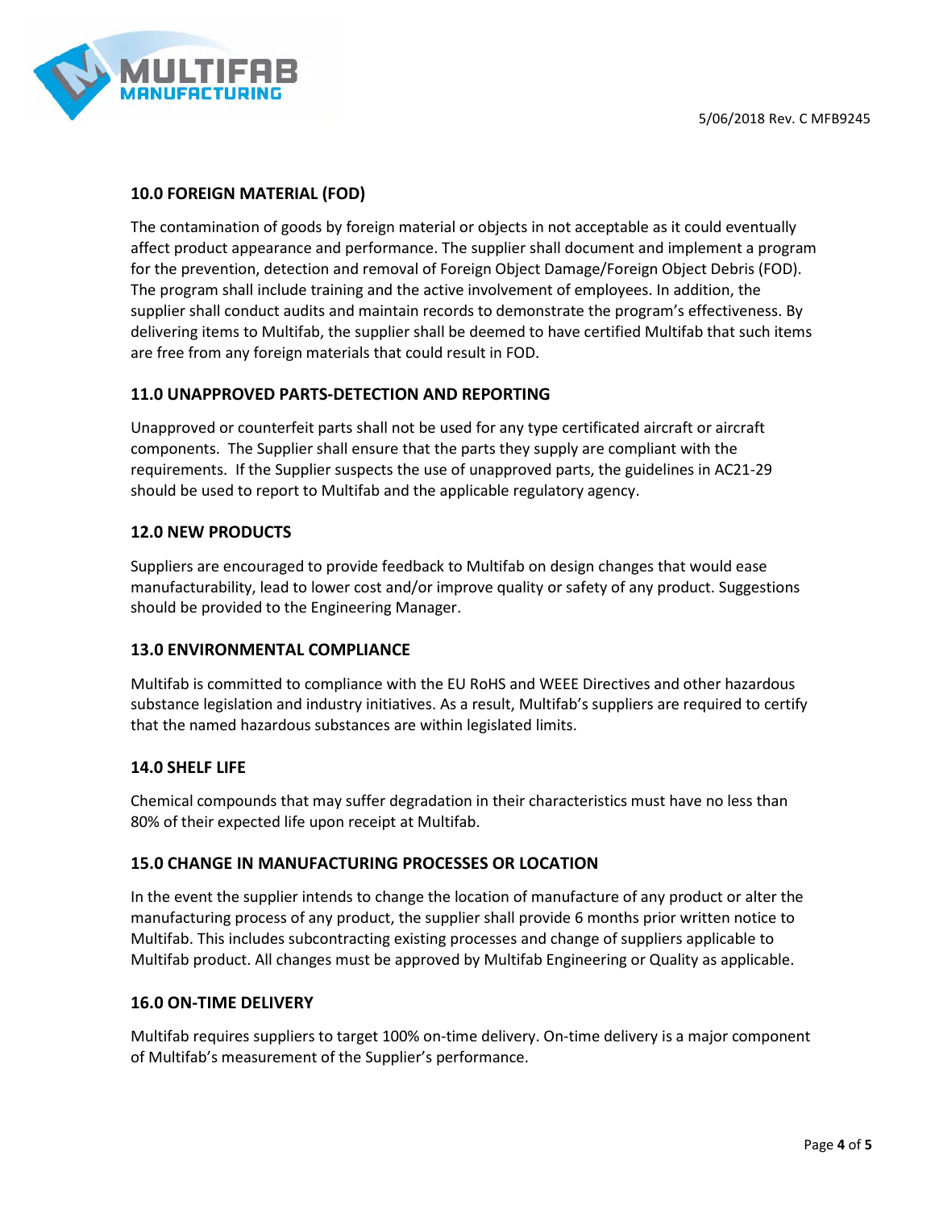## 10.0 FOREIGN MATERIAL (FOD)

The contamination of goods by foreign material or objects in not acceptable as it could eventually affect product appearance and performance. The supplier shall document and implement a program for the prevention, detection and removal of Foreign Object Damage/Foreign Object Debris (FOD). The program shall include training and the active involvement of employees. In addition, the supplier shall conduct audits and maintain records to demonstrate the program's effectiveness. By delivering items to Multifab, the supplier shall be deemed to have certified Multifab that such items are free from any foreign materials that could result in FOD.

## 11.0 UNAPPROVED PARTS-DETECTION AND REPORTING

Unapproved or counterfeit parts shall not be used for any type certificated aircraft or aircraft components. The Supplier shall ensure that the parts they supply are compliant with the requirements. If the Supplier suspects the use of unapproved parts, the guidelines in AC21-29 should be used to report to Multifab and the applicable regulatory agency.

## 12.0 NEW PRODUCTS

Suppliers are encouraged to provide feedback to Multifab on design changes that would ease manufacturability, lead to lower cost and/or improve quality or safety of any product. Suggestions should be provided to the Engineering Manager.

## 13.0 ENVIRONMENTAL COMPLIANCE

Multifab is committed to compliance with the EU RoHS and WEEE Directives and other hazardous substance legislation and industry initiatives. As a result, Multifab's suppliers are required to certify that the named hazardous substances are within legislated limits.

## 14.0 SHELF LIFE

Chemical compounds that may suffer degradation in their characteristics must have no less than 80% of their expected life upon receipt at Multifab.

## 15.0 CHANGE IN MANUFACTURING PROCESSES OR LOCATION

In the event the supplier intends to change the location of manufacture of any product or alter the manufacturing process of any product, the supplier shall provide 6 months prior written notice to Multifab. This includes subcontracting existing processes and change of suppliers applicable to Multifab product. All changes must be approved by Multifab Engineering or Quality as applicable.

## 16.0 ON-TIME DELIVERY

Multifab requires suppliers to target 100% on-time delivery. On-time delivery is a major component of Multifab's measurement of the Supplier's performance.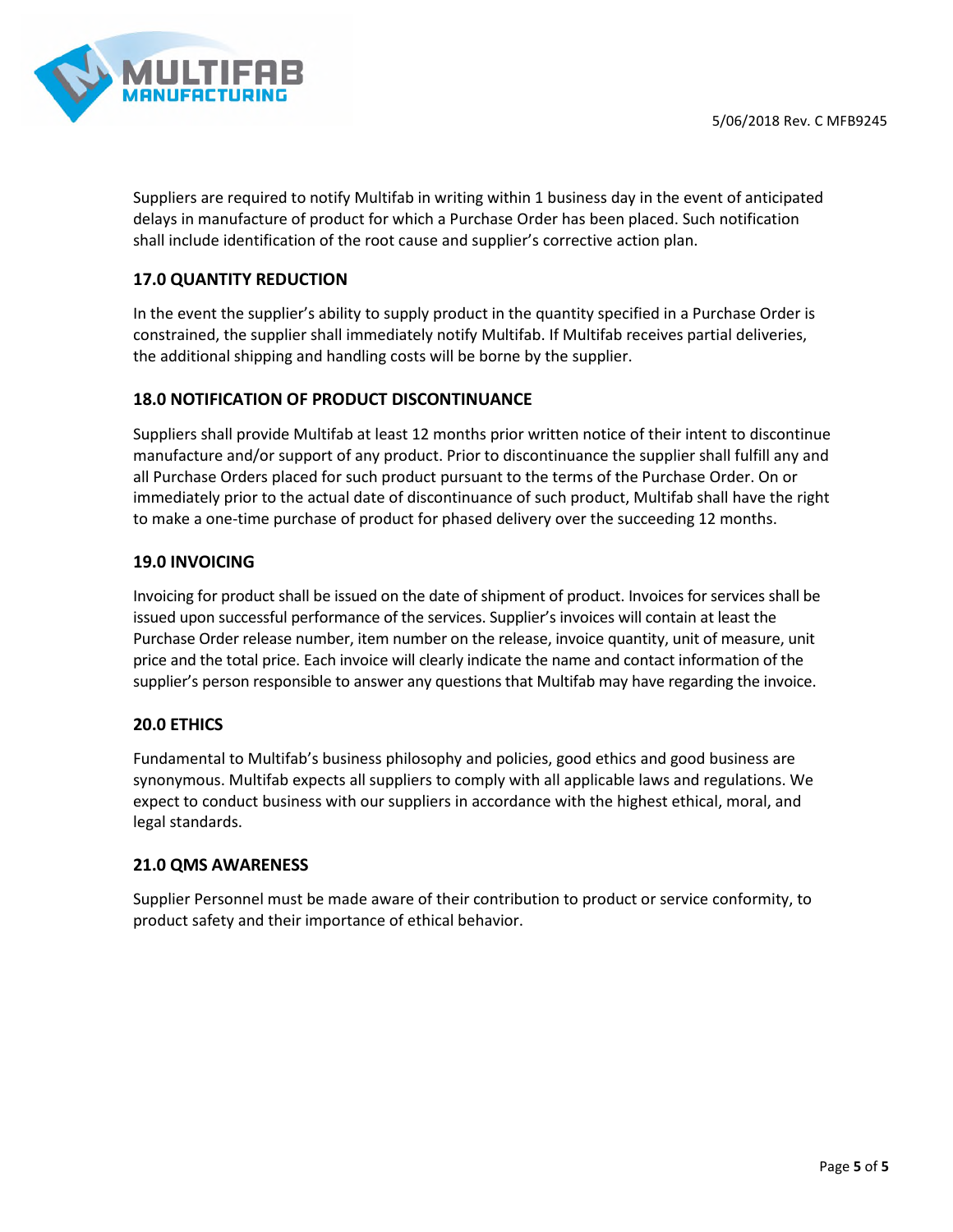Suppliers are required to notify Multifab in writing within 1 business day in the event of anticipated delays in manufacture of product for which a Purchase Order has been placed. Such notification shall include identification of the root cause and supplier's corrective action plan.

## 17.0 QUANTITY REDUCTION

In the event the supplier's ability to supply product in the quantity specified in a Purchase Order is constrained, the supplier shall immediately notify Multifab. If Multifab receives partial deliveries, the additional shipping and handling costs will be borne by the supplier.

## 18.0 NOTIFICATION OF PRODUCT DISCONTINUANCE

Suppliers shall provide Multifab at least 12 months prior written notice of their intent to discontinue manufacture and/or support of any product. Prior to discontinuance the supplier shall fulfill any and all Purchase Orders placed for such product pursuant to the terms of the Purchase Order. On or immediately prior to the actual date of discontinuance of such product, Multifab shall have the right to make a one-time purchase of product for phased delivery over the succeeding 12 months.

## 19.0 INVOICING

Invoicing for product shall be issued on the date of shipment of product. Invoices for services shall be issued upon successful performance of the services. Supplier's invoices will contain at least the Purchase Order release number, item number on the release, invoice quantity, unit of measure, unit price and the total price. Each invoice will clearly indicate the name and contact information of the supplier's person responsible to answer any questions that Multifab may have regarding the invoice.

## 20.0 ETHICS

Fundamental to Multifab's business philosophy and policies, good ethics and good business are synonymous. Multifab expects all suppliers to comply with all applicable laws and regulations. We expect to conduct business with our suppliers in accordance with the highest ethical, moral, and legal standards.

## 21.0 QMS AWARENESS

Supplier Personnel must be made aware of their contribution to product or service conformity, to product safety and their importance of ethical behavior.